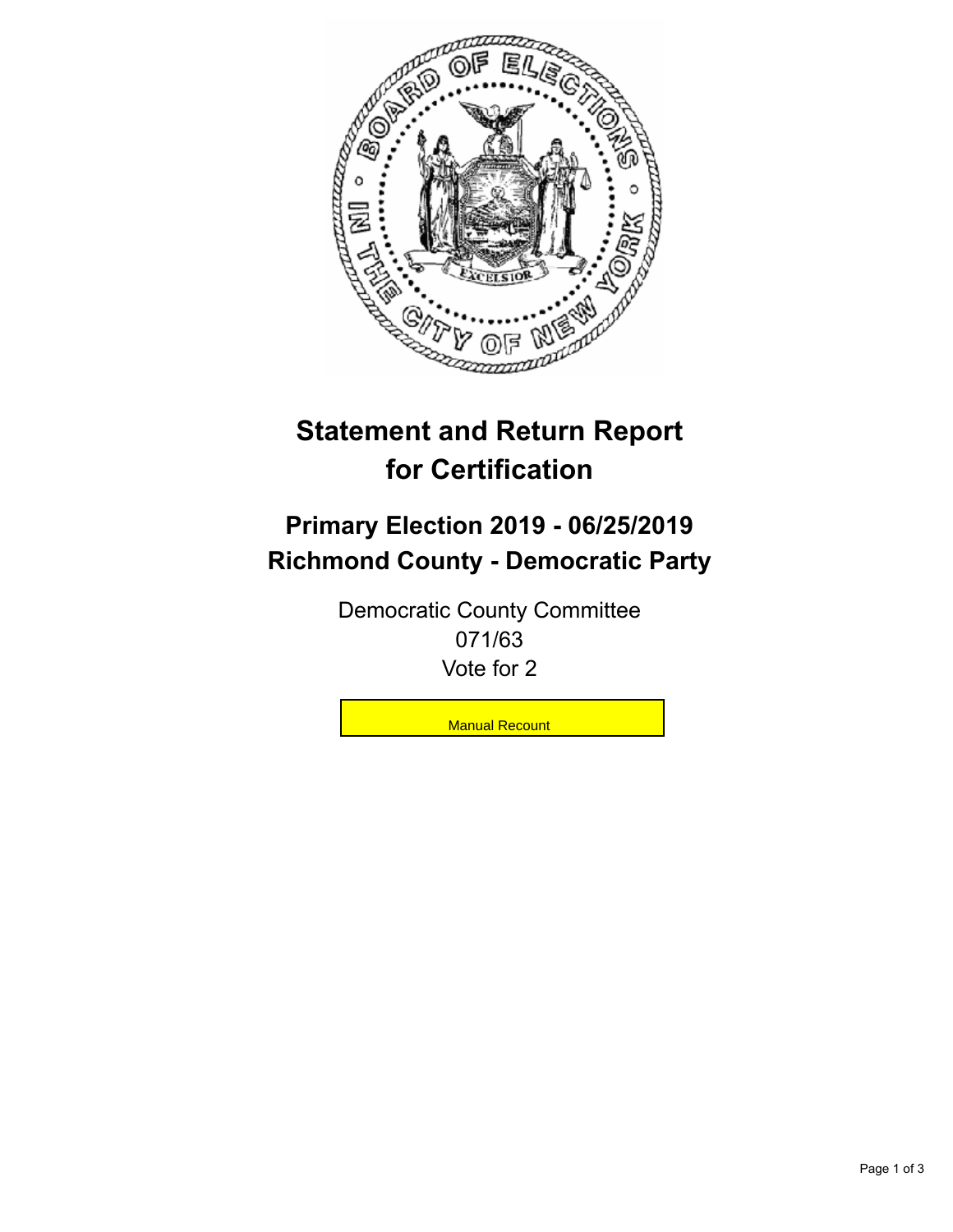# Statement and Return Report for Certification

## Primary Election 2019 - 06/25/2019
## Richmond County - Democratic Party

Democratic County Committee
071/63
Vote for 2

Manual Recount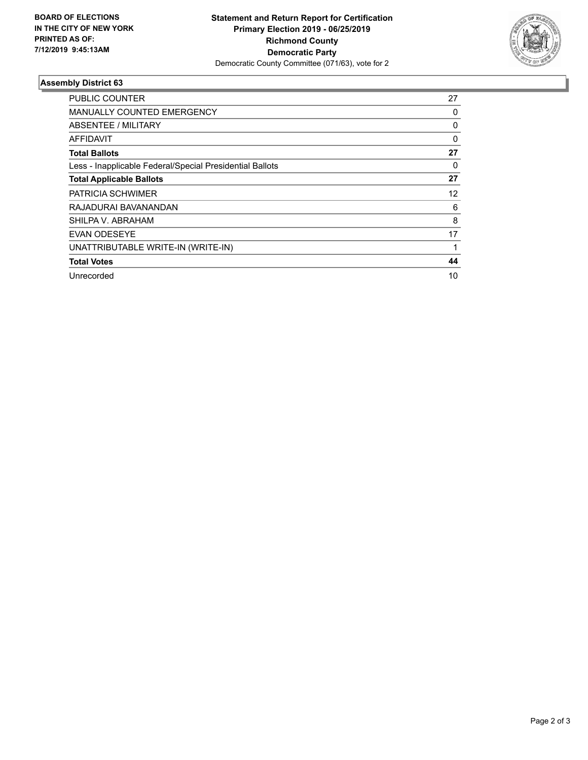**BOARD OF ELECTIONS IN THE CITY OF NEW YORK PRINTED AS OF: 7/12/2019 9:45:13AM**

**Statement and Return Report for Certification**
**Primary Election 2019 - 06/25/2019**
**Richmond County**
**Democratic Party**
Democratic County Committee (071/63), vote for 2

### Assembly District 63

| | |
|---|---|
| PUBLIC COUNTER | 27 |
| MANUALLY COUNTED EMERGENCY | 0 |
| ABSENTEE / MILITARY | 0 |
| AFFIDAVIT | 0 |
| **Total Ballots** | **27** |
| Less - Inapplicable Federal/Special Presidential Ballots | 0 |
| **Total Applicable Ballots** | **27** |
| PATRICIA SCHWIMER | 12 |
| RAJADURAI BAVANANDAN | 6 |
| SHILPA V. ABRAHAM | 8 |
| EVAN ODESEYE | 17 |
| UNATTRIBUTABLE WRITE-IN (WRITE-IN) | 1 |
| **Total Votes** | **44** |
| Unrecorded | 10 |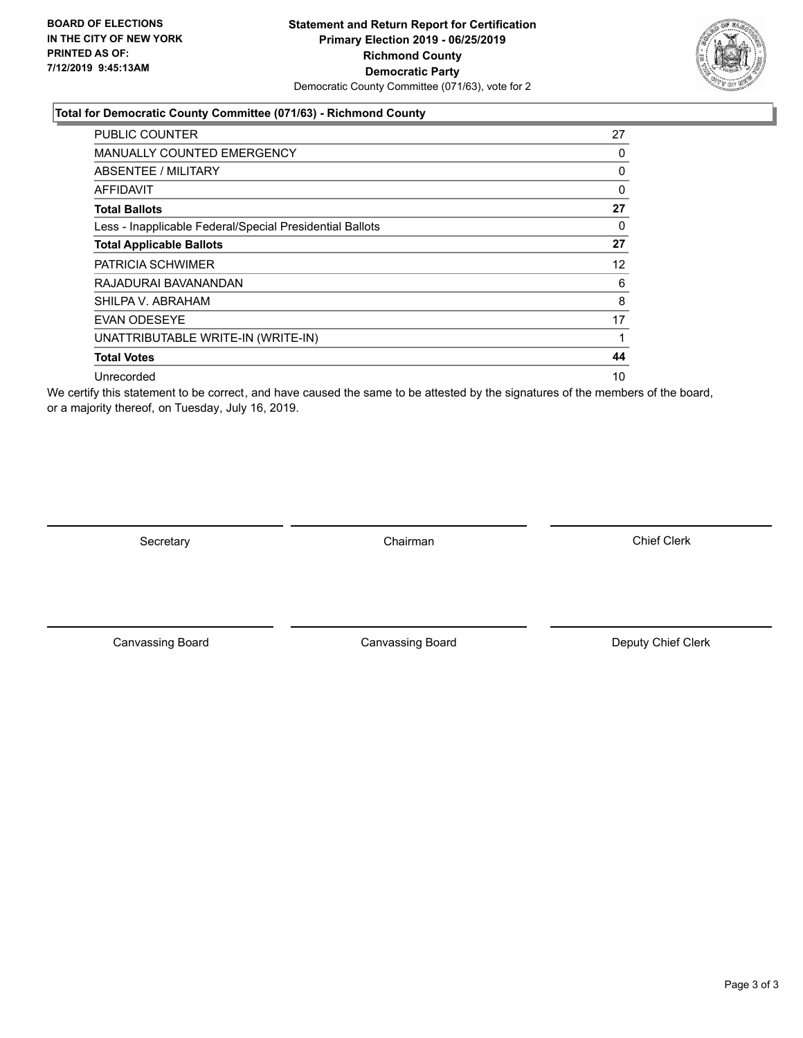**BOARD OF ELECTIONS**
**IN THE CITY OF NEW YORK**
**PRINTED AS OF:**
**7/12/2019 9:45:13AM**

**Statement and Return Report for Certification**
**Primary Election 2019 - 06/25/2019**
**Richmond County**
**Democratic Party**
Democratic County Committee (071/63), vote for 2

### Total for Democratic County Committee (071/63) - Richmond County

| | |
|---|---|
| PUBLIC COUNTER | 27 |
| MANUALLY COUNTED EMERGENCY | 0 |
| ABSENTEE / MILITARY | 0 |
| AFFIDAVIT | 0 |
| **Total Ballots** | **27** |
| Less - Inapplicable Federal/Special Presidential Ballots | 0 |
| **Total Applicable Ballots** | **27** |
| PATRICIA SCHWIMER | 12 |
| RAJADURAI BAVANANDAN | 6 |
| SHILPA V. ABRAHAM | 8 |
| EVAN ODESEYE | 17 |
| UNATTRIBUTABLE WRITE-IN (WRITE-IN) | 1 |
| **Total Votes** | **44** |
| Unrecorded | 10 |

We certify this statement to be correct, and have caused the same to be attested by the signatures of the members of the board, or a majority thereof, on Tuesday, July 16, 2019.

Secretary

Chairman

Chief Clerk

Canvassing Board

Canvassing Board

Deputy Chief Clerk